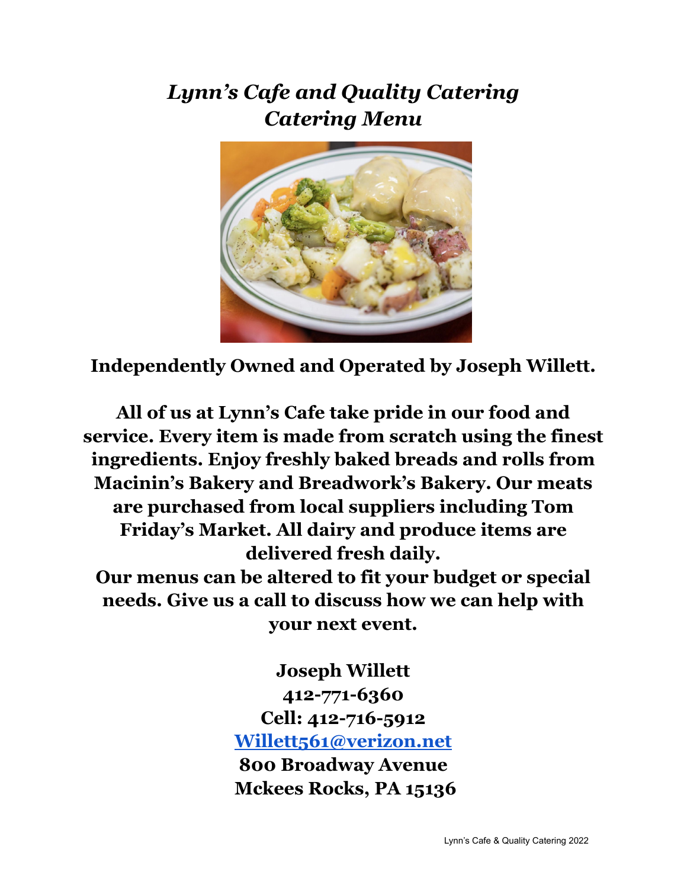# *Lynn's Cafe and Quality Catering*
# *Catering Menu*

**Independently Owned and Operated by Joseph Willett.**

**All of us at Lynn's Cafe take pride in our food and service. Every item is made from scratch using the finest ingredients. Enjoy freshly baked breads and rolls from Macinin's Bakery and Breadwork's Bakery. Our meats are purchased from local suppliers including Tom Friday's Market. All dairy and produce items are delivered fresh daily.**

**Our menus can be altered to fit your budget or special needs. Give us a call to discuss how we can help with your next event.**

**Joseph Willett**
**412-771-6360**
**Cell: 412-716-5912**
**[Willett561@verizon.net](mailto:Willett561@verizon.net)**
**800 Broadway Avenue**
**Mckees Rocks, PA 15136**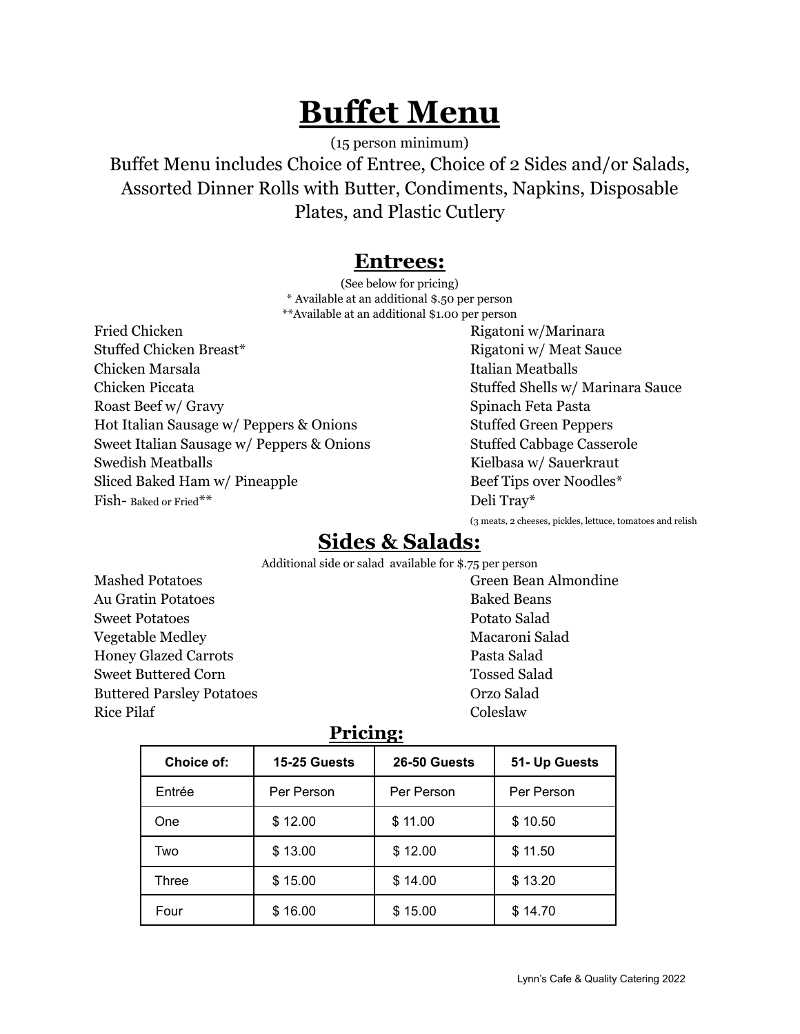# Buffet Menu

(15 person minimum)

Buffet Menu includes Choice of Entree, Choice of 2 Sides and/or Salads, Assorted Dinner Rolls with Butter, Condiments, Napkins, Disposable Plates, and Plastic Cutlery

## Entrees:

(See below for pricing)
* Available at an additional $.50 per person
**Available at an additional $1.00 per person

Fried Chicken
Stuffed Chicken Breast*
Chicken Marsala
Chicken Piccata
Roast Beef w/ Gravy
Hot Italian Sausage w/ Peppers & Onions
Sweet Italian Sausage w/ Peppers & Onions
Swedish Meatballs
Sliced Baked Ham w/ Pineapple
Fish- Baked or Fried**
Rigatoni w/Marinara
Rigatoni w/ Meat Sauce
Italian Meatballs
Stuffed Shells w/ Marinara Sauce
Spinach Feta Pasta
Stuffed Green Peppers
Stuffed Cabbage Casserole
Kielbasa w/ Sauerkraut
Beef Tips over Noodles*
Deli Tray*
(3 meats, 2 cheeses, pickles, lettuce, tomatoes and relish

## Sides & Salads:

Additional side or salad available for $.75 per person

Mashed Potatoes
Au Gratin Potatoes
Sweet Potatoes
Vegetable Medley
Honey Glazed Carrots
Sweet Buttered Corn
Buttered Parsley Potatoes
Rice Pilaf
Green Bean Almondine
Baked Beans
Potato Salad
Macaroni Salad
Pasta Salad
Tossed Salad
Orzo Salad
Coleslaw

## Pricing:

| Choice of: | 15-25 Guests | 26-50 Guests | 51- Up Guests |
|---|---|---|---|
| Entrée | Per Person | Per Person | Per Person |
| One | $ 12.00 | $ 11.00 | $ 10.50 |
| Two | $ 13.00 | $ 12.00 | $ 11.50 |
| Three | $ 15.00 | $ 14.00 | $ 13.20 |
| Four | $ 16.00 | $ 15.00 | $ 14.70 |

Lynn's Cafe & Quality Catering 2022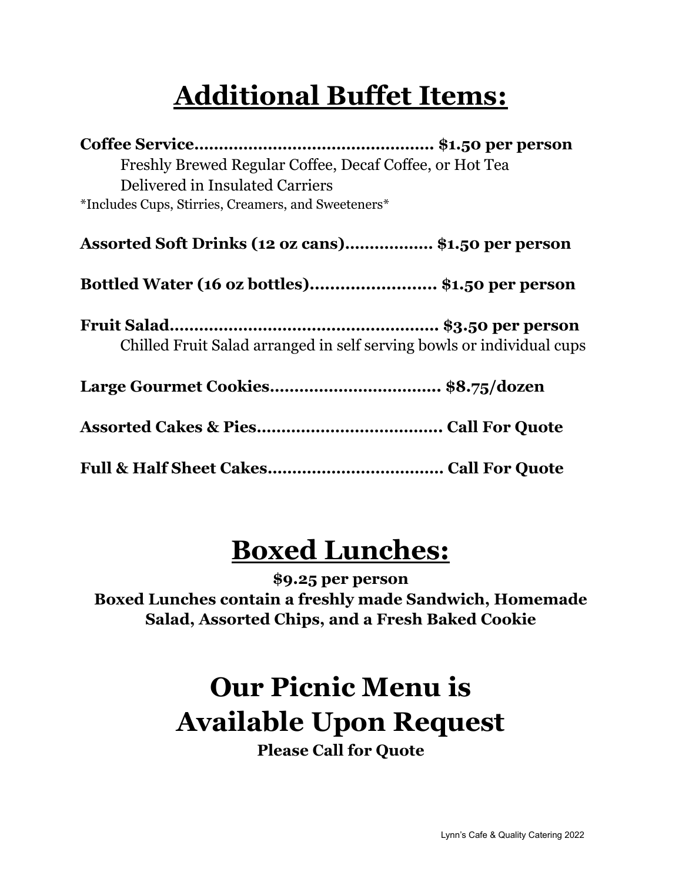# Additional Buffet Items:

**Coffee Service................................................ $1.50 per person**

Freshly Brewed Regular Coffee, Decaf Coffee, or Hot Tea
Delivered in Insulated Carriers

*Includes Cups, Stirries, Creamers, and Sweeteners*

**Assorted Soft Drinks (12 oz cans)................. $1.50 per person**

**Bottled Water (16 oz bottles)......................... $1.50 per person**

**Fruit Salad...................................................... $3.50 per person**

Chilled Fruit Salad arranged in self serving bowls or individual cups

**Large Gourmet Cookies.................................. $8.75/dozen**

**Assorted Cakes & Pies..................................... Call For Quote**

**Full & Half Sheet Cakes................................... Call For Quote**

# Boxed Lunches:

**$9.25 per person**

**Boxed Lunches contain a freshly made Sandwich, Homemade Salad, Assorted Chips, and a Fresh Baked Cookie**

# Our Picnic Menu is Available Upon Request

**Please Call for Quote**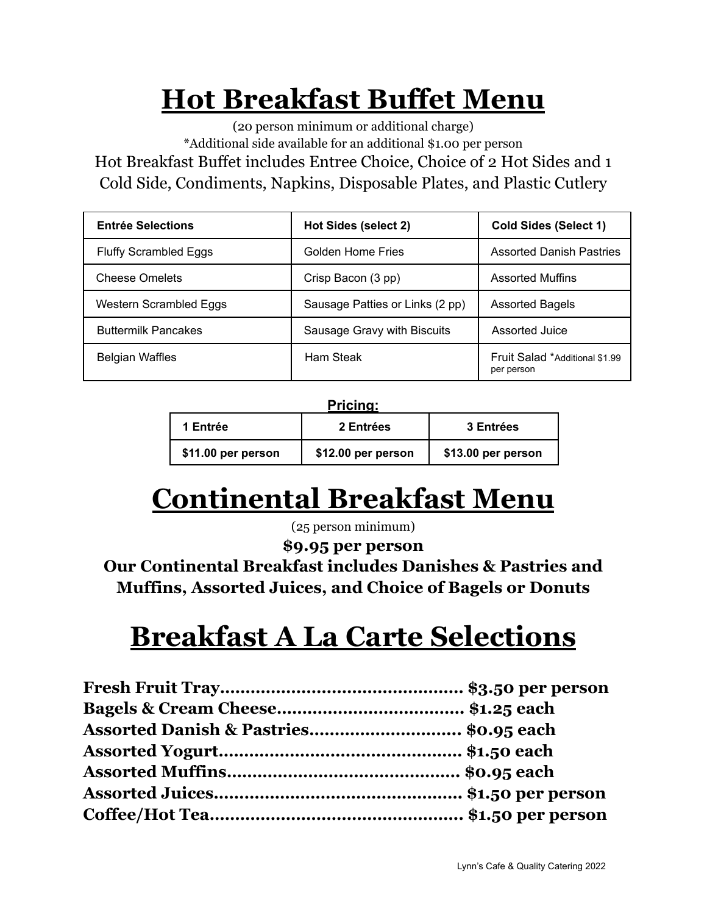# Hot Breakfast Buffet Menu

(20 person minimum or additional charge)

*Additional side available for an additional $1.00 per person

Hot Breakfast Buffet includes Entree Choice, Choice of 2 Hot Sides and 1 Cold Side, Condiments, Napkins, Disposable Plates, and Plastic Cutlery

| Entrée Selections | Hot Sides (select 2) | Cold Sides (Select 1) |
|---|---|---|
| Fluffy Scrambled Eggs | Golden Home Fries | Assorted Danish Pastries |
| Cheese Omelets | Crisp Bacon (3 pp) | Assorted Muffins |
| Western Scrambled Eggs | Sausage Patties or Links (2 pp) | Assorted Bagels |
| Buttermilk Pancakes | Sausage Gravy with Biscuits | Assorted Juice |
| Belgian Waffles | Ham Steak | Fruit Salad *Additional $1.99 per person |

**Pricing:**

| 1 Entrée | 2 Entrées | 3 Entrées |
|---|---|---|
| $11.00 per person | $12.00 per person | $13.00 per person |

# Continental Breakfast Menu

(25 person minimum)

**$9.95 per person**

**Our Continental Breakfast includes Danishes & Pastries and Muffins, Assorted Juices, and Choice of Bagels or Donuts**

# Breakfast A La Carte Selections

**Fresh Fruit Tray............................................. $3.50 per person**
**Bagels & Cream Cheese.................................. $1.25 each**
**Assorted Danish & Pastries............................ $0.95 each**
**Assorted Yogurt.............................................. $1.50 each**
**Assorted Muffins............................................ $0.95 each**
**Assorted Juices............................................... $1.50 per person**
**Coffee/Hot Tea................................................ $1.50 per person**

Lynn's Cafe & Quality Catering 2022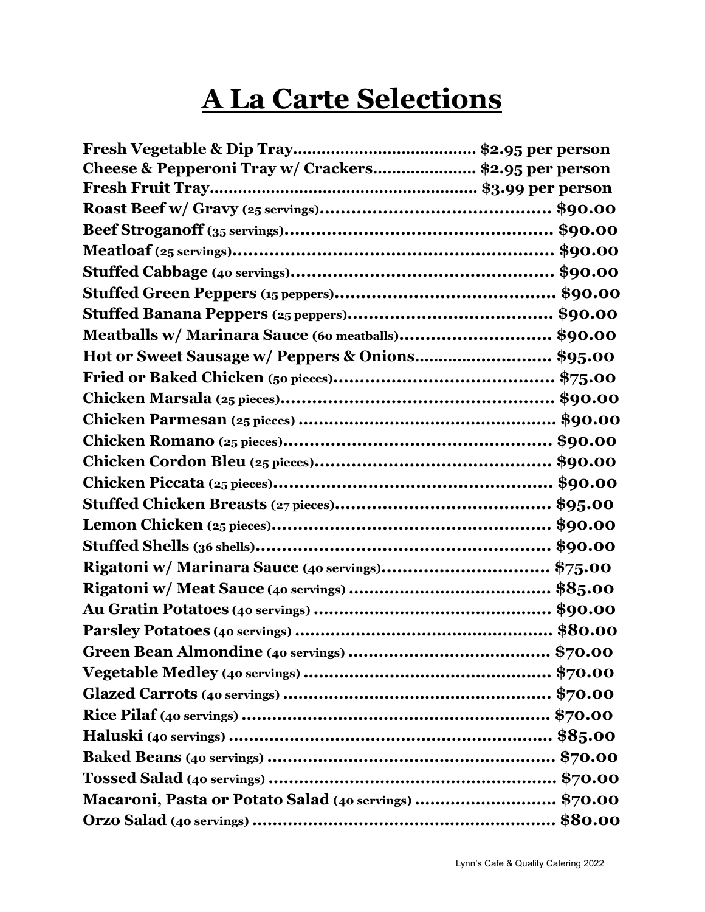# A La Carte Selections

**Fresh Vegetable & Dip Tray....................................... $2.95 per person**
**Cheese & Pepperoni Tray w/ Crackers..................... $2.95 per person**
**Fresh Fruit Tray........................................................ $3.99 per person**
**Roast Beef w/ Gravy** (25 servings)**........................................... $90.00**
**Beef Stroganoff** (35 servings)**................................................. $90.00**
**Meatloaf** (25 servings)**........................................................... $90.00**
**Stuffed Cabbage** (40 servings)**................................................ $90.00**
**Stuffed Green Peppers** (15 peppers)**......................................... $90.00**
**Stuffed Banana Peppers** (25 peppers)**...................................... $90.00**
**Meatballs w/ Marinara Sauce** (60 meatballs)**............................ $90.00**
**Hot or Sweet Sausage w/ Peppers & Onions........................... $95.00**
**Fried or Baked Chicken** (50 pieces)**.......................................... $75.00**
**Chicken Marsala** (25 pieces)**.................................................... $90.00**
**Chicken Parmesan** (25 pieces) **.................................................. $90.00**
**Chicken Romano** (25 pieces)**................................................... $90.00**
**Chicken Cordon Bleu** (25 pieces)**............................................. $90.00**
**Chicken Piccata** (25 pieces)**..................................................... $90.00**
**Stuffed Chicken Breasts** (27 pieces)**......................................... $95.00**
**Lemon Chicken** (25 pieces)**..................................................... $90.00**
**Stuffed Shells** (36 shells)**........................................................ $90.00**
**Rigatoni w/ Marinara Sauce** (40 servings)**................................ $75.00**
**Rigatoni w/ Meat Sauce** (40 servings) **....................................... $85.00**
**Au Gratin Potatoes** (40 servings) **.............................................. $90.00**
**Parsley Potatoes** (40 servings) **.................................................. $80.00**
**Green Bean Almondine** (40 servings) **....................................... $70.00**
**Vegetable Medley** (40 servings) **................................................ $70.00**
**Glazed Carrots** (40 servings) **.................................................... $70.00**
**Rice Pilaf** (40 servings) **............................................................ $70.00**
**Haluski** (40 servings) **............................................................... $85.00**
**Baked Beans** (40 servings) **........................................................ $70.00**
**Tossed Salad** (40 servings) **........................................................ $70.00**
**Macaroni, Pasta or Potato Salad** (40 servings) **........................... $70.00**
**Orzo Salad** (40 servings) **.......................................................... $80.00**

Lynn's Cafe & Quality Catering 2022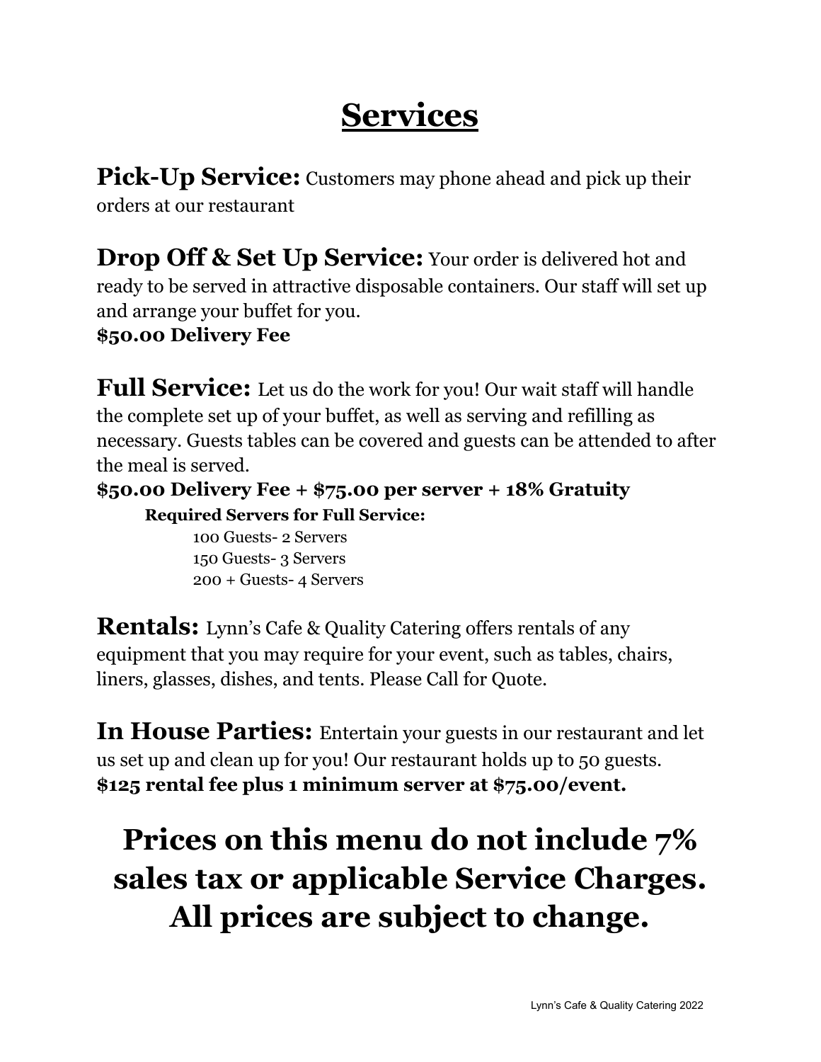# Services

**Pick-Up Service:** Customers may phone ahead and pick up their orders at our restaurant

**Drop Off & Set Up Service:** Your order is delivered hot and ready to be served in attractive disposable containers. Our staff will set up and arrange your buffet for you.
**$50.00 Delivery Fee**

**Full Service:** Let us do the work for you! Our wait staff will handle the complete set up of your buffet, as well as serving and refilling as necessary. Guests tables can be covered and guests can be attended to after the meal is served.
**$50.00 Delivery Fee + $75.00 per server + 18% Gratuity**

**Required Servers for Full Service:**

- 100 Guests- 2 Servers
- 150 Guests- 3 Servers
- 200 + Guests- 4 Servers

**Rentals:** Lynn's Cafe & Quality Catering offers rentals of any equipment that you may require for your event, such as tables, chairs, liners, glasses, dishes, and tents. Please Call for Quote.

**In House Parties:** Entertain your guests in our restaurant and let us set up and clean up for you! Our restaurant holds up to 50 guests.
**$125 rental fee plus 1 minimum server at $75.00/event.**

## Prices on this menu do not include 7% sales tax or applicable Service Charges. All prices are subject to change.